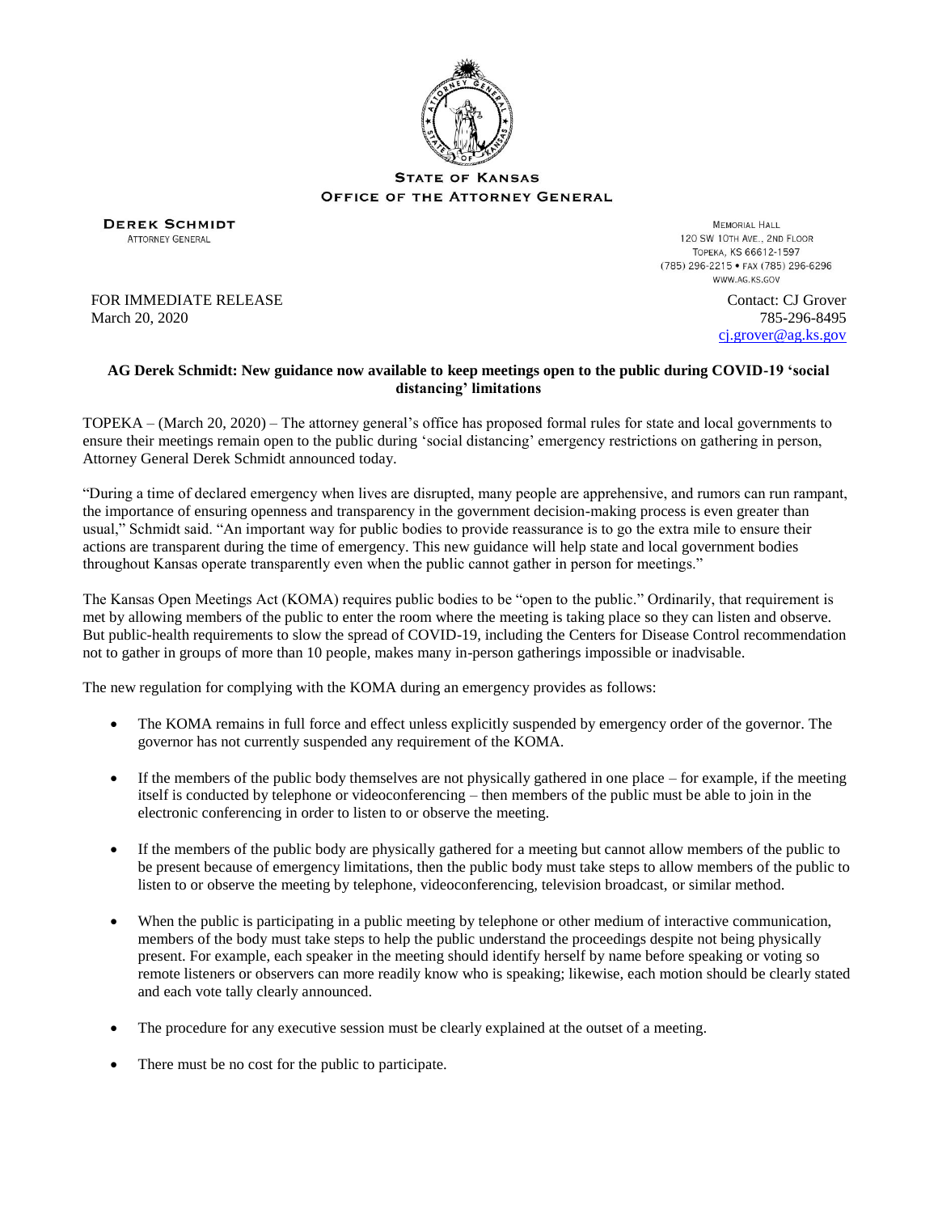**STATE OF KANSAS**
**OFFICE OF THE ATTORNEY GENERAL**

**DEREK SCHMIDT**
ATTORNEY GENERAL

MEMORIAL HALL
120 SW 10TH AVE., 2ND FLOOR
TOPEKA, KS 66612-1597
(785) 296-2215 • FAX (785) 296-6296
WWW.AG.KS.GOV

FOR IMMEDIATE RELEASE
March 20, 2020

Contact: CJ Grover
785-296-8495
cj.grover@ag.ks.gov

**AG Derek Schmidt: New guidance now available to keep meetings open to the public during COVID-19 'social distancing' limitations**

TOPEKA – (March 20, 2020) – The attorney general's office has proposed formal rules for state and local governments to ensure their meetings remain open to the public during 'social distancing' emergency restrictions on gathering in person, Attorney General Derek Schmidt announced today.

"During a time of declared emergency when lives are disrupted, many people are apprehensive, and rumors can run rampant, the importance of ensuring openness and transparency in the government decision-making process is even greater than usual," Schmidt said. "An important way for public bodies to provide reassurance is to go the extra mile to ensure their actions are transparent during the time of emergency. This new guidance will help state and local government bodies throughout Kansas operate transparently even when the public cannot gather in person for meetings."

The Kansas Open Meetings Act (KOMA) requires public bodies to be "open to the public." Ordinarily, that requirement is met by allowing members of the public to enter the room where the meeting is taking place so they can listen and observe. But public-health requirements to slow the spread of COVID-19, including the Centers for Disease Control recommendation not to gather in groups of more than 10 people, makes many in-person gatherings impossible or inadvisable.

The new regulation for complying with the KOMA during an emergency provides as follows:

- The KOMA remains in full force and effect unless explicitly suspended by emergency order of the governor. The governor has not currently suspended any requirement of the KOMA.
- If the members of the public body themselves are not physically gathered in one place – for example, if the meeting itself is conducted by telephone or videoconferencing – then members of the public must be able to join in the electronic conferencing in order to listen to or observe the meeting.
- If the members of the public body are physically gathered for a meeting but cannot allow members of the public to be present because of emergency limitations, then the public body must take steps to allow members of the public to listen to or observe the meeting by telephone, videoconferencing, television broadcast, or similar method.
- When the public is participating in a public meeting by telephone or other medium of interactive communication, members of the body must take steps to help the public understand the proceedings despite not being physically present. For example, each speaker in the meeting should identify herself by name before speaking or voting so remote listeners or observers can more readily know who is speaking; likewise, each motion should be clearly stated and each vote tally clearly announced.
- The procedure for any executive session must be clearly explained at the outset of a meeting.
- There must be no cost for the public to participate.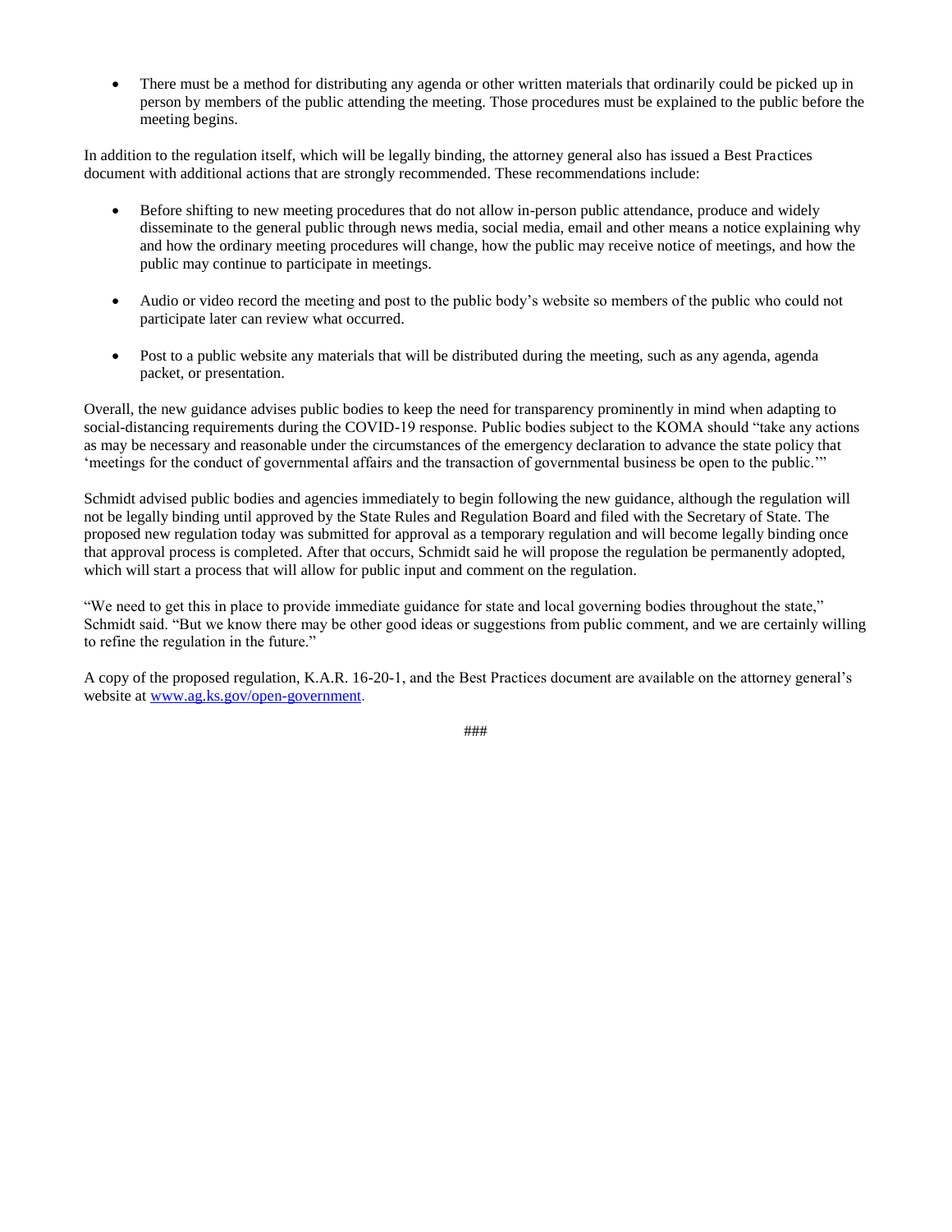- There must be a method for distributing any agenda or other written materials that ordinarily could be picked up in person by members of the public attending the meeting. Those procedures must be explained to the public before the meeting begins.

In addition to the regulation itself, which will be legally binding, the attorney general also has issued a Best Practices document with additional actions that are strongly recommended. These recommendations include:

- Before shifting to new meeting procedures that do not allow in-person public attendance, produce and widely disseminate to the general public through news media, social media, email and other means a notice explaining why and how the ordinary meeting procedures will change, how the public may receive notice of meetings, and how the public may continue to participate in meetings.

- Audio or video record the meeting and post to the public body's website so members of the public who could not participate later can review what occurred.

- Post to a public website any materials that will be distributed during the meeting, such as any agenda, agenda packet, or presentation.

Overall, the new guidance advises public bodies to keep the need for transparency prominently in mind when adapting to social-distancing requirements during the COVID-19 response. Public bodies subject to the KOMA should "take any actions as may be necessary and reasonable under the circumstances of the emergency declaration to advance the state policy that 'meetings for the conduct of governmental affairs and the transaction of governmental business be open to the public.'"

Schmidt advised public bodies and agencies immediately to begin following the new guidance, although the regulation will not be legally binding until approved by the State Rules and Regulation Board and filed with the Secretary of State. The proposed new regulation today was submitted for approval as a temporary regulation and will become legally binding once that approval process is completed. After that occurs, Schmidt said he will propose the regulation be permanently adopted, which will start a process that will allow for public input and comment on the regulation.

"We need to get this in place to provide immediate guidance for state and local governing bodies throughout the state," Schmidt said. "But we know there may be other good ideas or suggestions from public comment, and we are certainly willing to refine the regulation in the future."

A copy of the proposed regulation, K.A.R. 16-20-1, and the Best Practices document are available on the attorney general's website at [www.ag.ks.gov/open-government](www.ag.ks.gov/open-government).

###